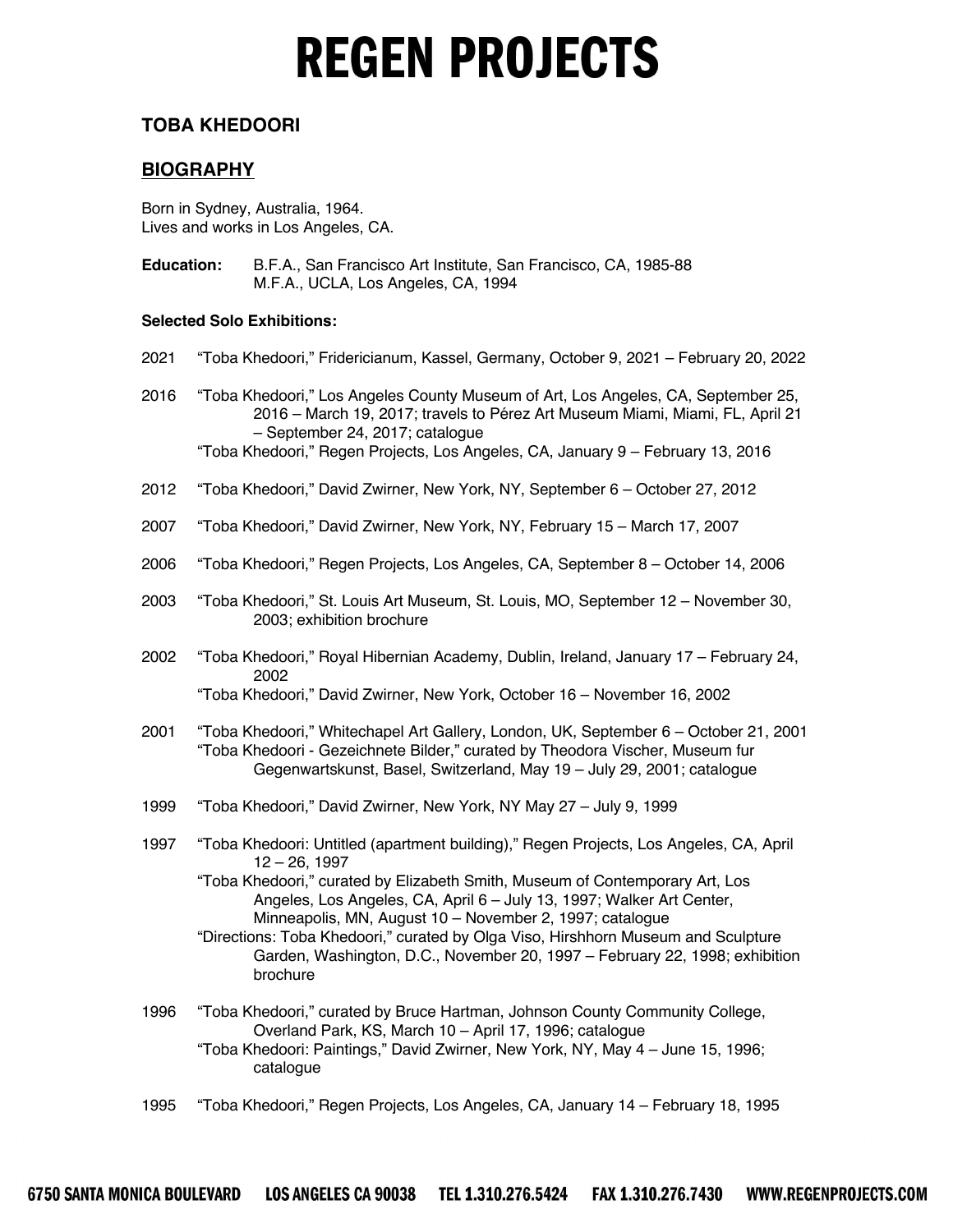# REGEN PROJECTS

## TOBA KHEDOORI

### BIOGRAPHY

Born in Sydney, Australia, 1964.
Lives and works in Los Angeles, CA.

**Education:** B.F.A., San Francisco Art Institute, San Francisco, CA, 1985-88
M.F.A., UCLA, Los Angeles, CA, 1994

**Selected Solo Exhibitions:**

2021 "Toba Khedoori," Fridericianum, Kassel, Germany, October 9, 2021 – February 20, 2022

2016 "Toba Khedoori," Los Angeles County Museum of Art, Los Angeles, CA, September 25, 2016 – March 19, 2017; travels to Pérez Art Museum Miami, Miami, FL, April 21 – September 24, 2017; catalogue
"Toba Khedoori," Regen Projects, Los Angeles, CA, January 9 – February 13, 2016

2012 "Toba Khedoori," David Zwirner, New York, NY, September 6 – October 27, 2012

2007 "Toba Khedoori," David Zwirner, New York, NY, February 15 – March 17, 2007

2006 "Toba Khedoori," Regen Projects, Los Angeles, CA, September 8 – October 14, 2006

2003 "Toba Khedoori," St. Louis Art Museum, St. Louis, MO, September 12 – November 30, 2003; exhibition brochure

2002 "Toba Khedoori," Royal Hibernian Academy, Dublin, Ireland, January 17 – February 24, 2002
"Toba Khedoori," David Zwirner, New York, October 16 – November 16, 2002

2001 "Toba Khedoori," Whitechapel Art Gallery, London, UK, September 6 – October 21, 2001
"Toba Khedoori - Gezeichnete Bilder," curated by Theodora Vischer, Museum fur Gegenwartskunst, Basel, Switzerland, May 19 – July 29, 2001; catalogue

1999 "Toba Khedoori," David Zwirner, New York, NY May 27 – July 9, 1999

1997 "Toba Khedoori: Untitled (apartment building)," Regen Projects, Los Angeles, CA, April 12 – 26, 1997
"Toba Khedoori," curated by Elizabeth Smith, Museum of Contemporary Art, Los Angeles, Los Angeles, CA, April 6 – July 13, 1997; Walker Art Center, Minneapolis, MN, August 10 – November 2, 1997; catalogue
"Directions: Toba Khedoori," curated by Olga Viso, Hirshhorn Museum and Sculpture Garden, Washington, D.C., November 20, 1997 – February 22, 1998; exhibition brochure

1996 "Toba Khedoori," curated by Bruce Hartman, Johnson County Community College, Overland Park, KS, March 10 – April 17, 1996; catalogue
"Toba Khedoori: Paintings," David Zwirner, New York, NY, May 4 – June 15, 1996; catalogue

1995 "Toba Khedoori," Regen Projects, Los Angeles, CA, January 14 – February 18, 1995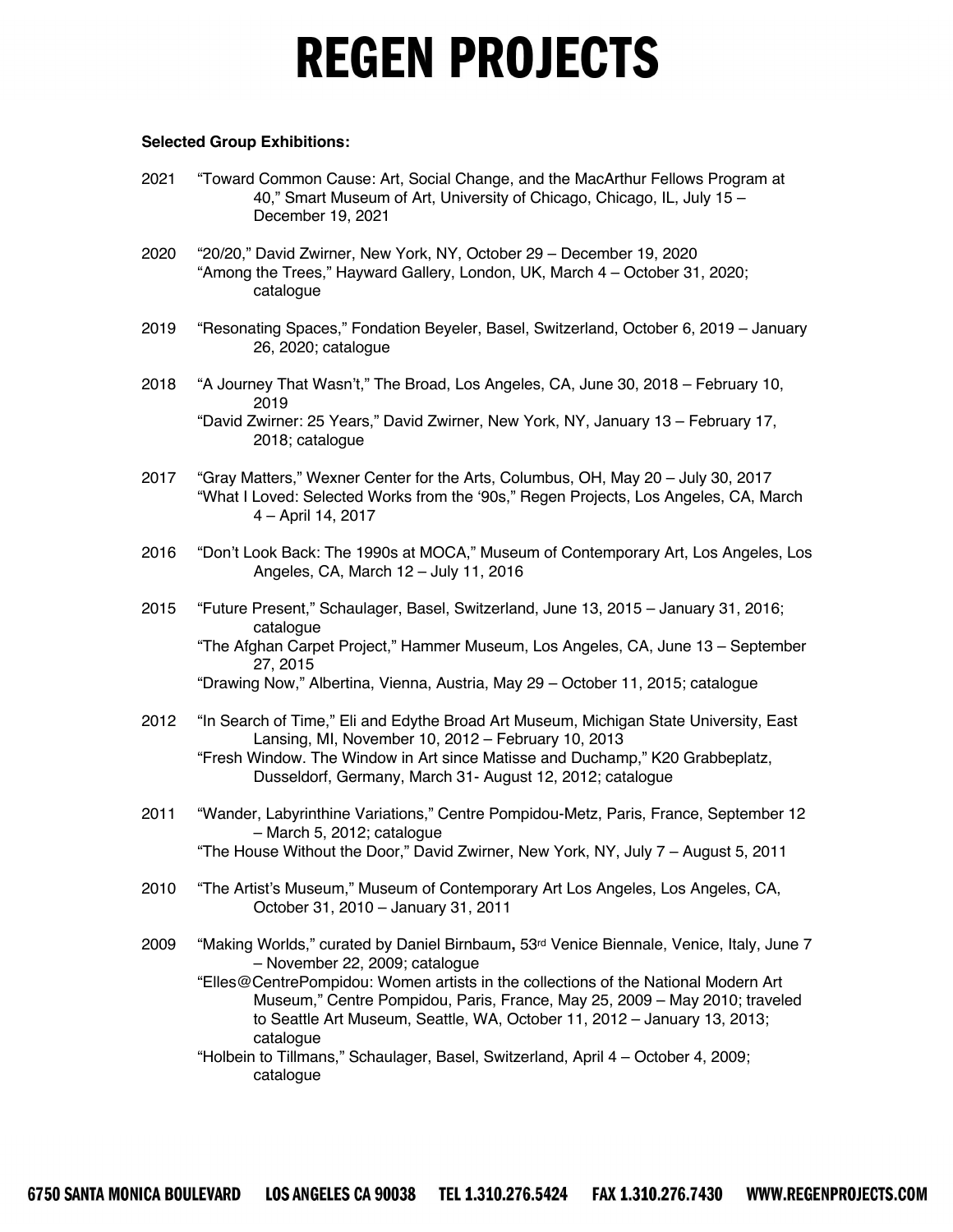# REGEN PROJECTS

**Selected Group Exhibitions:**

2021 "Toward Common Cause: Art, Social Change, and the MacArthur Fellows Program at 40," Smart Museum of Art, University of Chicago, Chicago, IL, July 15 – December 19, 2021

2020 "20/20," David Zwirner, New York, NY, October 29 – December 19, 2020
"Among the Trees," Hayward Gallery, London, UK, March 4 – October 31, 2020; catalogue

2019 "Resonating Spaces," Fondation Beyeler, Basel, Switzerland, October 6, 2019 – January 26, 2020; catalogue

2018 "A Journey That Wasn't," The Broad, Los Angeles, CA, June 30, 2018 – February 10, 2019
"David Zwirner: 25 Years," David Zwirner, New York, NY, January 13 – February 17, 2018; catalogue

2017 "Gray Matters," Wexner Center for the Arts, Columbus, OH, May 20 – July 30, 2017
"What I Loved: Selected Works from the '90s," Regen Projects, Los Angeles, CA, March 4 – April 14, 2017

2016 "Don't Look Back: The 1990s at MOCA," Museum of Contemporary Art, Los Angeles, Los Angeles, CA, March 12 – July 11, 2016

2015 "Future Present," Schaulager, Basel, Switzerland, June 13, 2015 – January 31, 2016; catalogue
"The Afghan Carpet Project," Hammer Museum, Los Angeles, CA, June 13 – September 27, 2015
"Drawing Now," Albertina, Vienna, Austria, May 29 – October 11, 2015; catalogue

2012 "In Search of Time," Eli and Edythe Broad Art Museum, Michigan State University, East Lansing, MI, November 10, 2012 – February 10, 2013
"Fresh Window. The Window in Art since Matisse and Duchamp," K20 Grabbeplatz, Dusseldorf, Germany, March 31- August 12, 2012; catalogue

2011 "Wander, Labyrinthine Variations," Centre Pompidou-Metz, Paris, France, September 12 – March 5, 2012; catalogue
"The House Without the Door," David Zwirner, New York, NY, July 7 – August 5, 2011

2010 "The Artist's Museum," Museum of Contemporary Art Los Angeles, Los Angeles, CA, October 31, 2010 – January 31, 2011

2009 "Making Worlds," curated by Daniel Birnbaum**,** 53rd Venice Biennale, Venice, Italy, June 7 – November 22, 2009; catalogue
"Elles@CentrePompidou: Women artists in the collections of the National Modern Art Museum," Centre Pompidou, Paris, France, May 25, 2009 – May 2010; traveled to Seattle Art Museum, Seattle, WA, October 11, 2012 – January 13, 2013; catalogue
"Holbein to Tillmans," Schaulager, Basel, Switzerland, April 4 – October 4, 2009; catalogue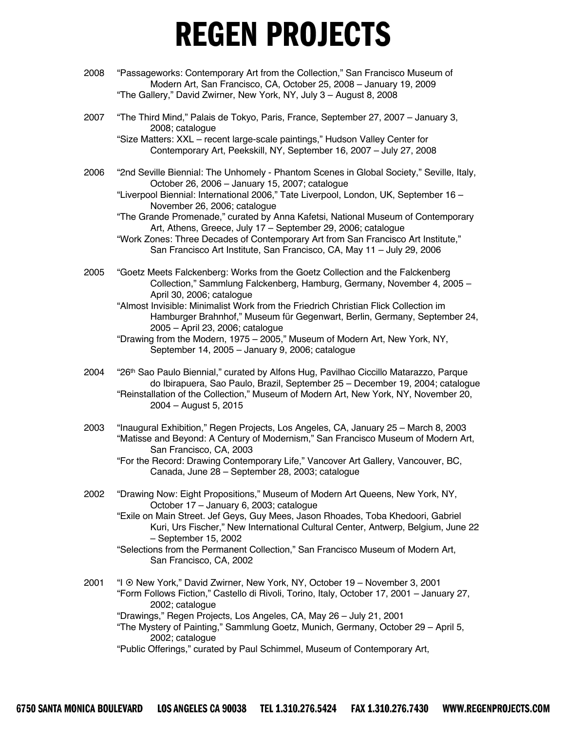2008 "Passageworks: Contemporary Art from the Collection," San Francisco Museum of Modern Art, San Francisco, CA, October 25, 2008 – January 19, 2009
"The Gallery," David Zwirner, New York, NY, July 3 – August 8, 2008

2007 "The Third Mind," Palais de Tokyo, Paris, France, September 27, 2007 – January 3, 2008; catalogue
"Size Matters: XXL – recent large-scale paintings," Hudson Valley Center for Contemporary Art, Peekskill, NY, September 16, 2007 – July 27, 2008

2006 "2nd Seville Biennial: The Unhomely - Phantom Scenes in Global Society," Seville, Italy, October 26, 2006 – January 15, 2007; catalogue
"Liverpool Biennial: International 2006," Tate Liverpool, London, UK, September 16 – November 26, 2006; catalogue
"The Grande Promenade," curated by Anna Kafetsi, National Museum of Contemporary Art, Athens, Greece, July 17 – September 29, 2006; catalogue
"Work Zones: Three Decades of Contemporary Art from San Francisco Art Institute," San Francisco Art Institute, San Francisco, CA, May 11 – July 29, 2006

2005 "Goetz Meets Falckenberg: Works from the Goetz Collection and the Falckenberg Collection," Sammlung Falckenberg, Hamburg, Germany, November 4, 2005 – April 30, 2006; catalogue
"Almost Invisible: Minimalist Work from the Friedrich Christian Flick Collection im Hamburger Brahnhof," Museum für Gegenwart, Berlin, Germany, September 24, 2005 – April 23, 2006; catalogue
"Drawing from the Modern, 1975 – 2005," Museum of Modern Art, New York, NY, September 14, 2005 – January 9, 2006; catalogue

2004 "26th Sao Paulo Biennial," curated by Alfons Hug, Pavilhao Ciccillo Matarazzo, Parque do Ibirapuera, Sao Paulo, Brazil, September 25 – December 19, 2004; catalogue
"Reinstallation of the Collection," Museum of Modern Art, New York, NY, November 20, 2004 – August 5, 2015

2003 "Inaugural Exhibition," Regen Projects, Los Angeles, CA, January 25 – March 8, 2003
"Matisse and Beyond: A Century of Modernism," San Francisco Museum of Modern Art, San Francisco, CA, 2003
"For the Record: Drawing Contemporary Life," Vancouver Art Gallery, Vancouver, BC, Canada, June 28 – September 28, 2003; catalogue

2002 "Drawing Now: Eight Propositions," Museum of Modern Art Queens, New York, NY, October 17 – January 6, 2003; catalogue
"Exile on Main Street. Jef Geys, Guy Mees, Jason Rhoades, Toba Khedoori, Gabriel Kuri, Urs Fischer," New International Cultural Center, Antwerp, Belgium, June 22 – September 15, 2002
"Selections from the Permanent Collection," San Francisco Museum of Modern Art, San Francisco, CA, 2002

2001 "I ⊙ New York," David Zwirner, New York, NY, October 19 – November 3, 2001
"Form Follows Fiction," Castello di Rivoli, Torino, Italy, October 17, 2001 – January 27, 2002; catalogue
"Drawings," Regen Projects, Los Angeles, CA, May 26 – July 21, 2001
"The Mystery of Painting," Sammlung Goetz, Munich, Germany, October 29 – April 5, 2002; catalogue
"Public Offerings," curated by Paul Schimmel, Museum of Contemporary Art,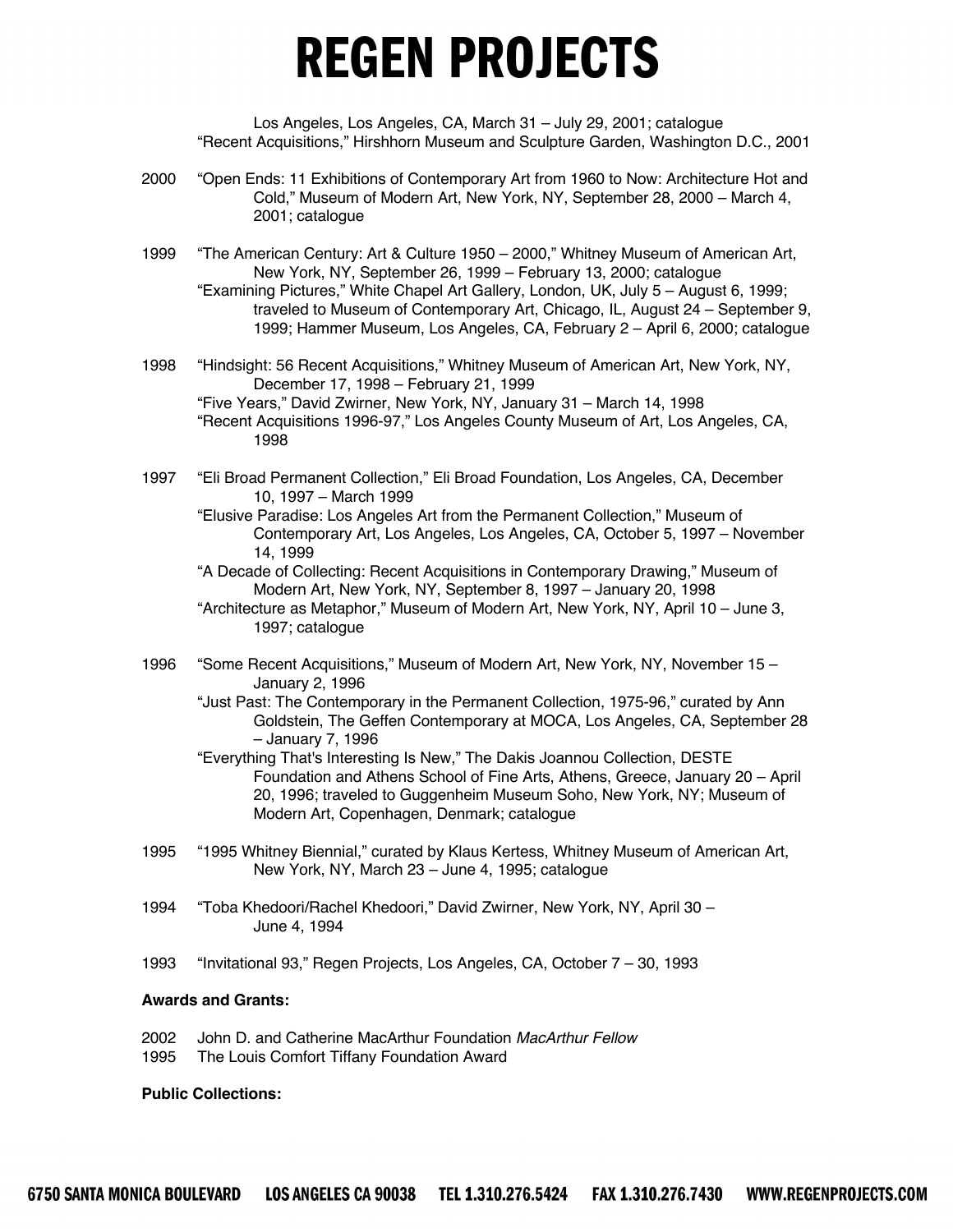Los Angeles, Los Angeles, CA, March 31 – July 29, 2001; catalogue
"Recent Acquisitions," Hirshhorn Museum and Sculpture Garden, Washington D.C., 2001

2000 "Open Ends: 11 Exhibitions of Contemporary Art from 1960 to Now: Architecture Hot and Cold," Museum of Modern Art, New York, NY, September 28, 2000 – March 4, 2001; catalogue

1999 "The American Century: Art & Culture 1950 – 2000," Whitney Museum of American Art, New York, NY, September 26, 1999 – February 13, 2000; catalogue
"Examining Pictures," White Chapel Art Gallery, London, UK, July 5 – August 6, 1999; traveled to Museum of Contemporary Art, Chicago, IL, August 24 – September 9, 1999; Hammer Museum, Los Angeles, CA, February 2 – April 6, 2000; catalogue

1998 "Hindsight: 56 Recent Acquisitions," Whitney Museum of American Art, New York, NY, December 17, 1998 – February 21, 1999
"Five Years," David Zwirner, New York, NY, January 31 – March 14, 1998
"Recent Acquisitions 1996-97," Los Angeles County Museum of Art, Los Angeles, CA, 1998

1997 "Eli Broad Permanent Collection," Eli Broad Foundation, Los Angeles, CA, December 10, 1997 – March 1999
"Elusive Paradise: Los Angeles Art from the Permanent Collection," Museum of Contemporary Art, Los Angeles, Los Angeles, CA, October 5, 1997 – November 14, 1999
"A Decade of Collecting: Recent Acquisitions in Contemporary Drawing," Museum of Modern Art, New York, NY, September 8, 1997 – January 20, 1998
"Architecture as Metaphor," Museum of Modern Art, New York, NY, April 10 – June 3, 1997; catalogue

1996 "Some Recent Acquisitions," Museum of Modern Art, New York, NY, November 15 – January 2, 1996
"Just Past: The Contemporary in the Permanent Collection, 1975-96," curated by Ann Goldstein, The Geffen Contemporary at MOCA, Los Angeles, CA, September 28 – January 7, 1996
"Everything That's Interesting Is New," The Dakis Joannou Collection, DESTE Foundation and Athens School of Fine Arts, Athens, Greece, January 20 – April 20, 1996; traveled to Guggenheim Museum Soho, New York, NY; Museum of Modern Art, Copenhagen, Denmark; catalogue

1995 "1995 Whitney Biennial," curated by Klaus Kertess, Whitney Museum of American Art, New York, NY, March 23 – June 4, 1995; catalogue

1994 "Toba Khedoori/Rachel Khedoori," David Zwirner, New York, NY, April 30 – June 4, 1994

1993 "Invitational 93," Regen Projects, Los Angeles, CA, October 7 – 30, 1993

**Awards and Grants:**

2002 John D. and Catherine MacArthur Foundation *MacArthur Fellow*
1995 The Louis Comfort Tiffany Foundation Award

**Public Collections:**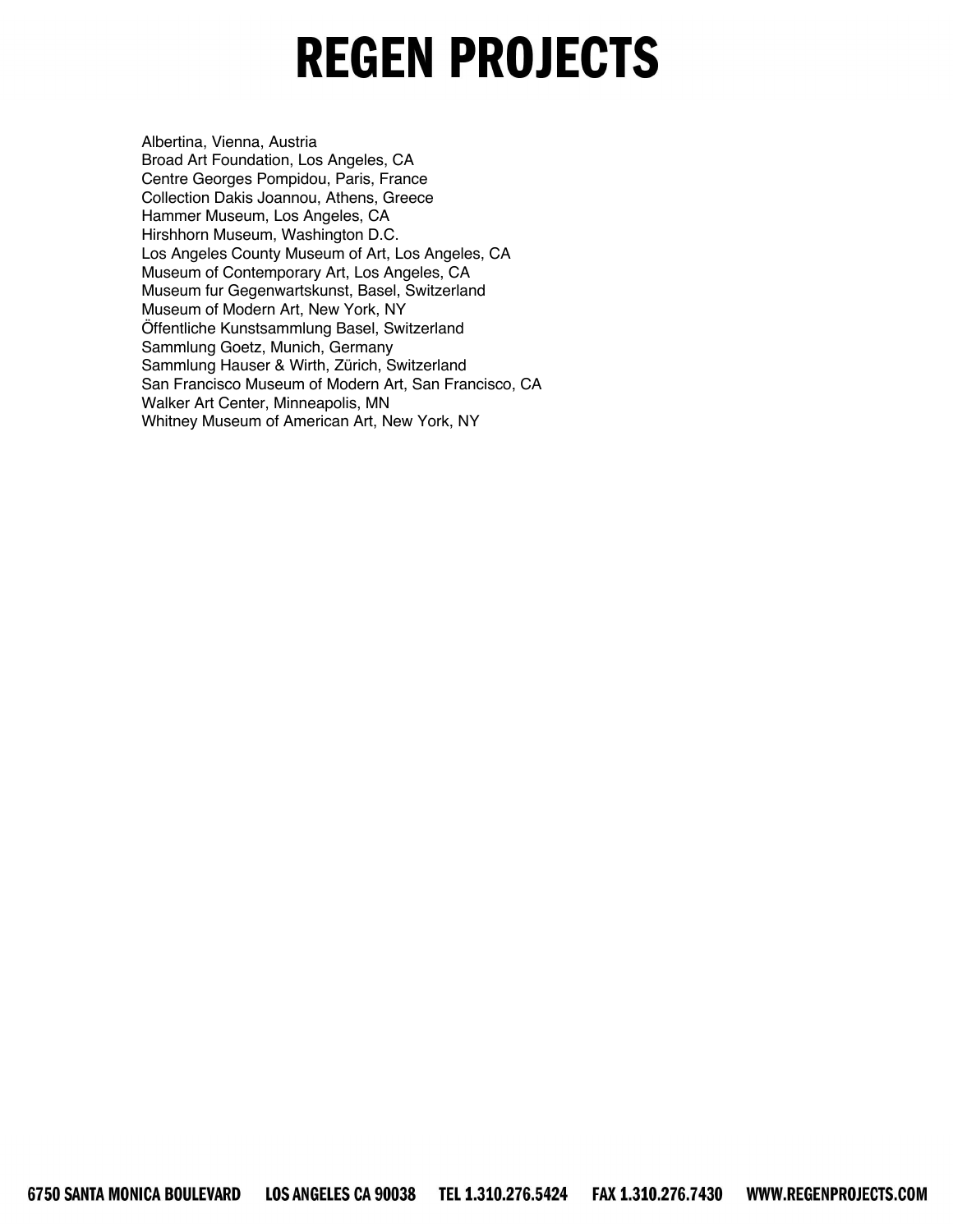Albertina, Vienna, Austria
Broad Art Foundation, Los Angeles, CA
Centre Georges Pompidou, Paris, France
Collection Dakis Joannou, Athens, Greece
Hammer Museum, Los Angeles, CA
Hirshhorn Museum, Washington D.C.
Los Angeles County Museum of Art, Los Angeles, CA
Museum of Contemporary Art, Los Angeles, CA
Museum fur Gegenwartskunst, Basel, Switzerland
Museum of Modern Art, New York, NY
Öffentliche Kunstsammlung Basel, Switzerland
Sammlung Goetz, Munich, Germany
Sammlung Hauser & Wirth, Zürich, Switzerland
San Francisco Museum of Modern Art, San Francisco, CA
Walker Art Center, Minneapolis, MN
Whitney Museum of American Art, New York, NY